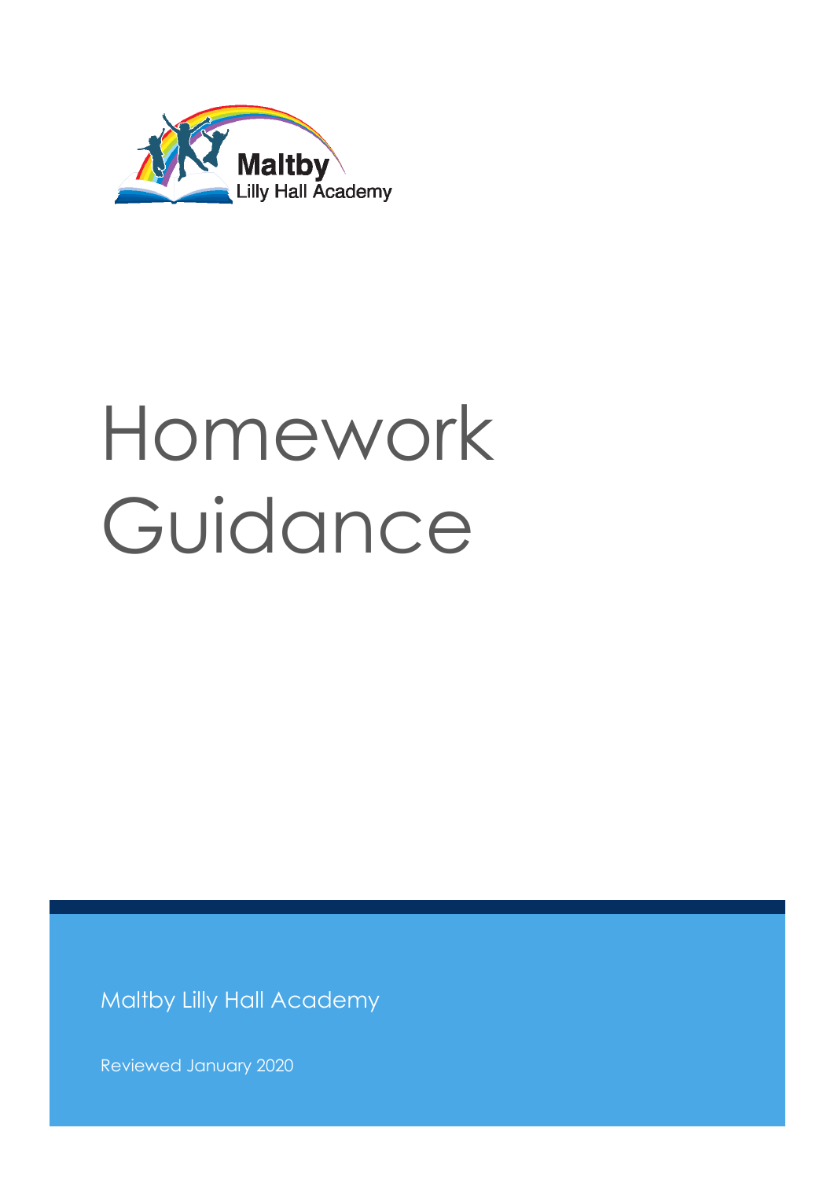Maltby Lilly Hall Academy

# Homework Guidance

Maltby Lilly Hall Academy

Reviewed January 2020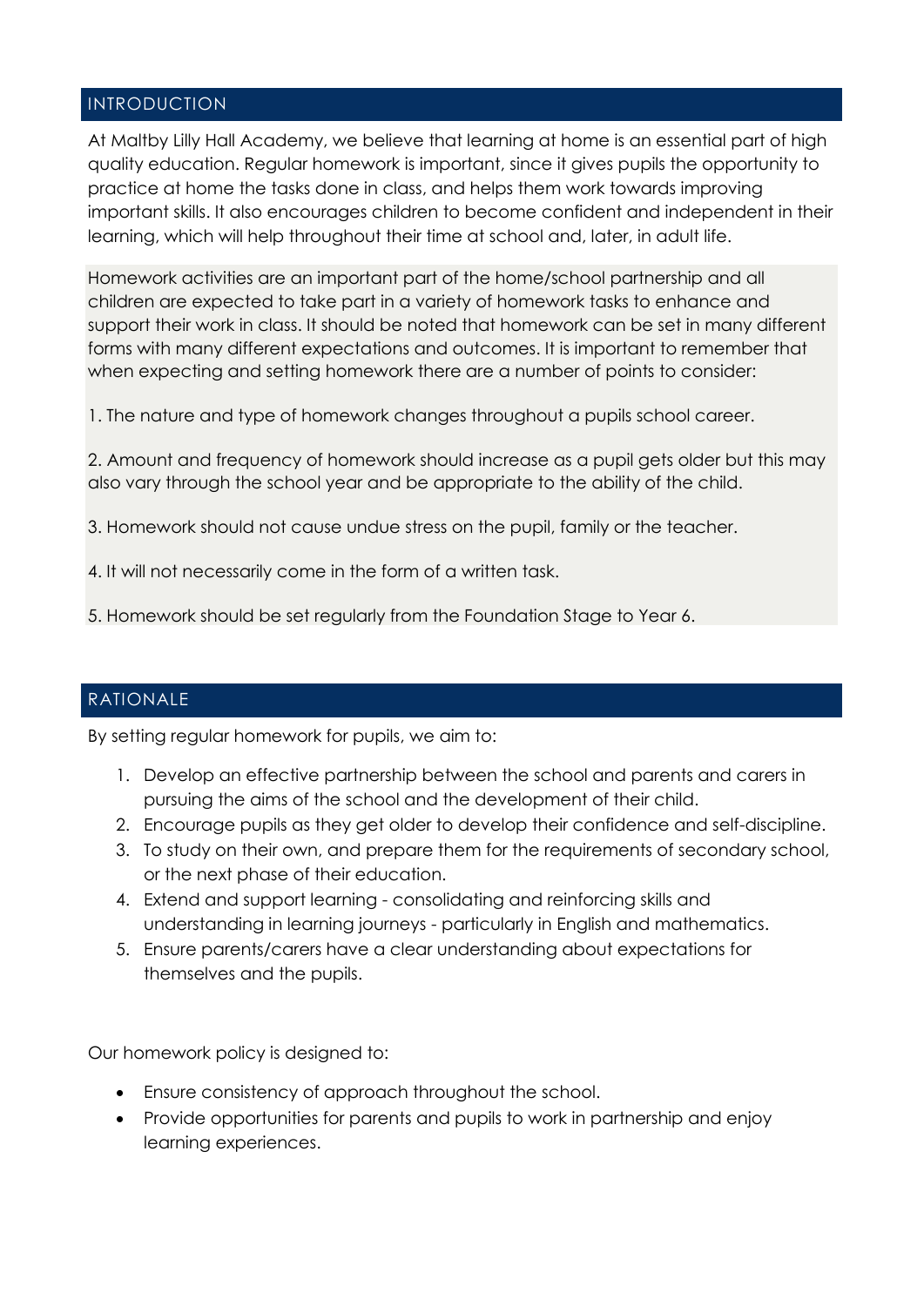## INTRODUCTION

At Maltby Lilly Hall Academy, we believe that learning at home is an essential part of high quality education. Regular homework is important, since it gives pupils the opportunity to practice at home the tasks done in class, and helps them work towards improving important skills. It also encourages children to become confident and independent in their learning, which will help throughout their time at school and, later, in adult life.

Homework activities are an important part of the home/school partnership and all children are expected to take part in a variety of homework tasks to enhance and support their work in class. It should be noted that homework can be set in many different forms with many different expectations and outcomes. It is important to remember that when expecting and setting homework there are a number of points to consider:

1. The nature and type of homework changes throughout a pupils school career.

2. Amount and frequency of homework should increase as a pupil gets older but this may also vary through the school year and be appropriate to the ability of the child.

3. Homework should not cause undue stress on the pupil, family or the teacher.

4. It will not necessarily come in the form of a written task.

5. Homework should be set regularly from the Foundation Stage to Year 6.

## RATIONALE

By setting regular homework for pupils, we aim to:

1. Develop an effective partnership between the school and parents and carers in pursuing the aims of the school and the development of their child.
2. Encourage pupils as they get older to develop their confidence and self-discipline.
3. To study on their own, and prepare them for the requirements of secondary school, or the next phase of their education.
4. Extend and support learning - consolidating and reinforcing skills and understanding in learning journeys - particularly in English and mathematics.
5. Ensure parents/carers have a clear understanding about expectations for themselves and the pupils.

Our homework policy is designed to:

- Ensure consistency of approach throughout the school.
- Provide opportunities for parents and pupils to work in partnership and enjoy learning experiences.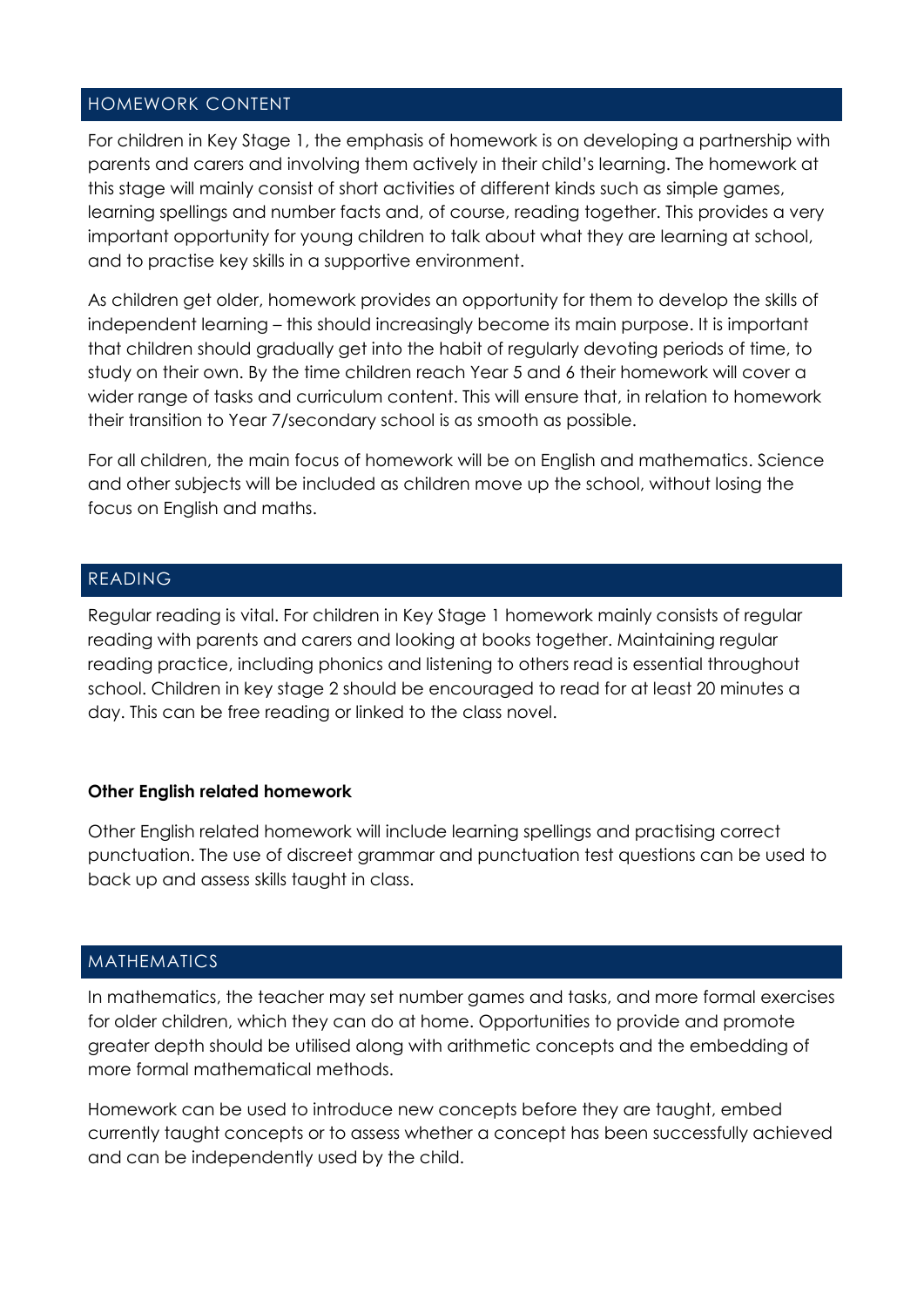## HOMEWORK CONTENT

For children in Key Stage 1, the emphasis of homework is on developing a partnership with parents and carers and involving them actively in their child's learning. The homework at this stage will mainly consist of short activities of different kinds such as simple games, learning spellings and number facts and, of course, reading together. This provides a very important opportunity for young children to talk about what they are learning at school, and to practise key skills in a supportive environment.

As children get older, homework provides an opportunity for them to develop the skills of independent learning – this should increasingly become its main purpose. It is important that children should gradually get into the habit of regularly devoting periods of time, to study on their own. By the time children reach Year 5 and 6 their homework will cover a wider range of tasks and curriculum content. This will ensure that, in relation to homework their transition to Year 7/secondary school is as smooth as possible.

For all children, the main focus of homework will be on English and mathematics. Science and other subjects will be included as children move up the school, without losing the focus on English and maths.

## READING

Regular reading is vital. For children in Key Stage 1 homework mainly consists of regular reading with parents and carers and looking at books together. Maintaining regular reading practice, including phonics and listening to others read is essential throughout school. Children in key stage 2 should be encouraged to read for at least 20 minutes a day. This can be free reading or linked to the class novel.

**Other English related homework**

Other English related homework will include learning spellings and practising correct punctuation. The use of discreet grammar and punctuation test questions can be used to back up and assess skills taught in class.

## MATHEMATICS

In mathematics, the teacher may set number games and tasks, and more formal exercises for older children, which they can do at home. Opportunities to provide and promote greater depth should be utilised along with arithmetic concepts and the embedding of more formal mathematical methods.

Homework can be used to introduce new concepts before they are taught, embed currently taught concepts or to assess whether a concept has been successfully achieved and can be independently used by the child.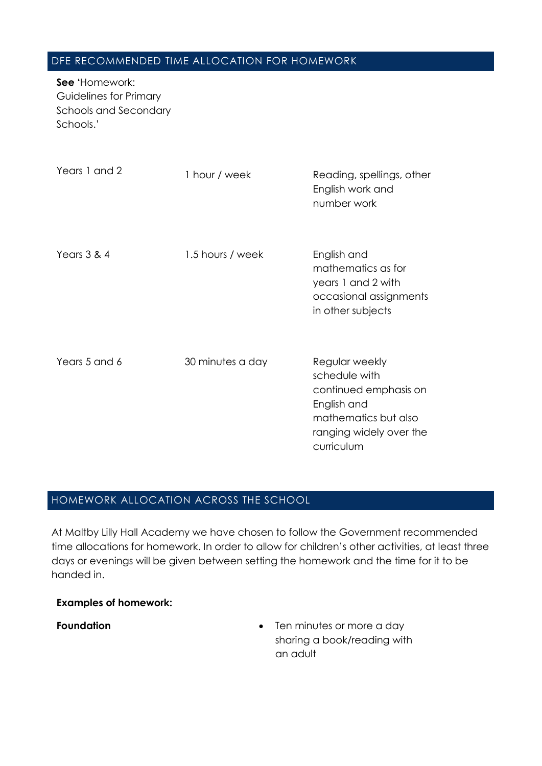## DFE RECOMMENDED TIME ALLOCATION FOR HOMEWORK

**See '**Homework: Guidelines for Primary Schools and Secondary Schools.'

| | | |
|---|---|---|
| Years 1 and 2 | 1 hour / week | Reading, spellings, other English work and number work |
| Years 3 & 4 | 1.5 hours / week | English and mathematics as for years 1 and 2 with occasional assignments in other subjects |
| Years 5 and 6 | 30 minutes a day | Regular weekly schedule with continued emphasis on English and mathematics but also ranging widely over the curriculum |

## HOMEWORK ALLOCATION ACROSS THE SCHOOL

At Maltby Lilly Hall Academy we have chosen to follow the Government recommended time allocations for homework. In order to allow for children's other activities, at least three days or evenings will be given between setting the homework and the time for it to be handed in.

**Examples of homework:**

**Foundation**

- Ten minutes or more a day sharing a book/reading with an adult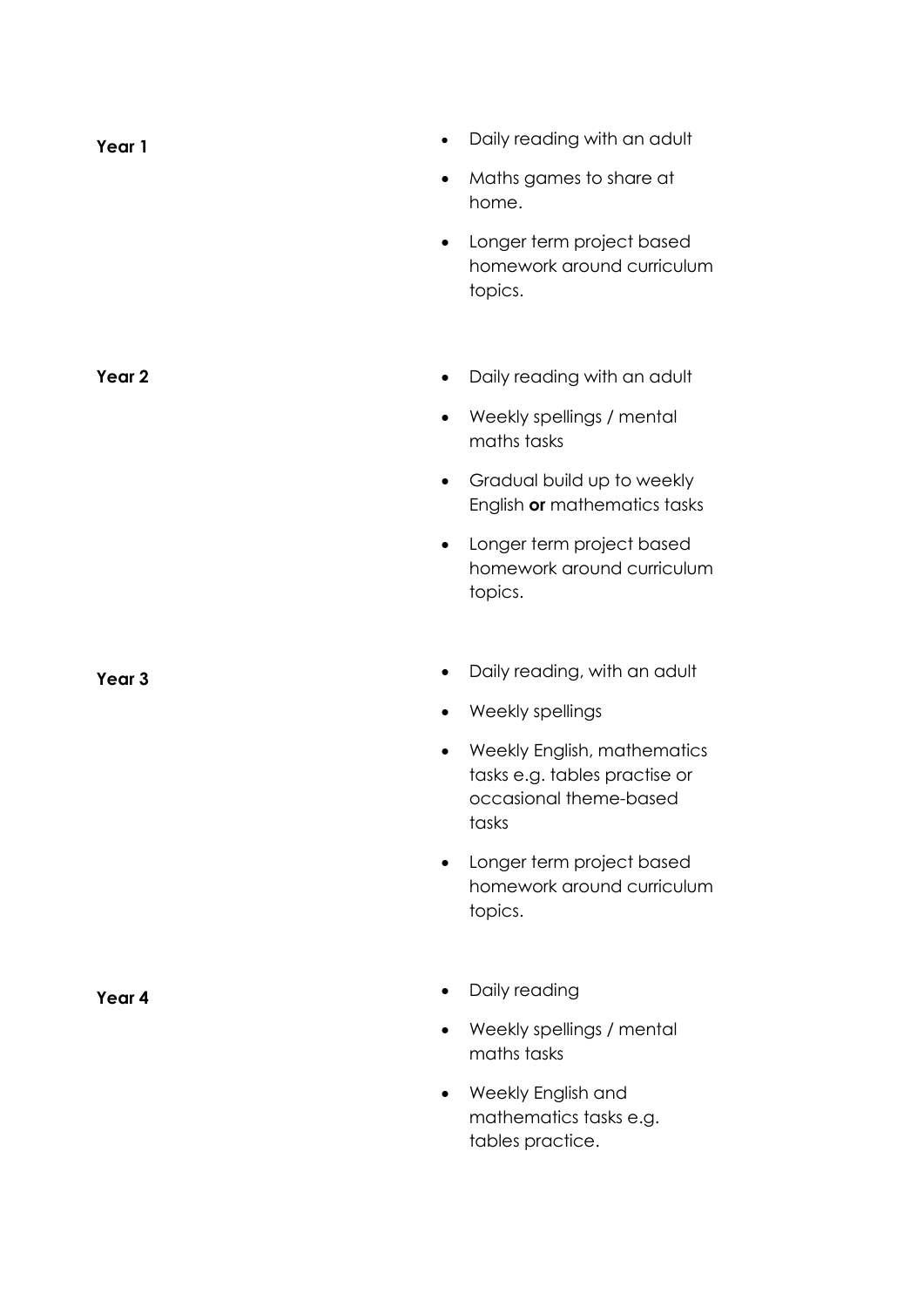| | |
|---|---|
| **Year 1** | • Daily reading with an adult<br>• Maths games to share at home.<br>• Longer term project based homework around curriculum topics. |
| **Year 2** | • Daily reading with an adult<br>• Weekly spellings / mental maths tasks<br>• Gradual build up to weekly English **or** mathematics tasks<br>• Longer term project based homework around curriculum topics. |
| **Year 3** | • Daily reading, with an adult<br>• Weekly spellings<br>• Weekly English, mathematics tasks e.g. tables practise or occasional theme-based tasks<br>• Longer term project based homework around curriculum topics. |
| **Year 4** | • Daily reading<br>• Weekly spellings / mental maths tasks<br>• Weekly English and mathematics tasks e.g. tables practice. |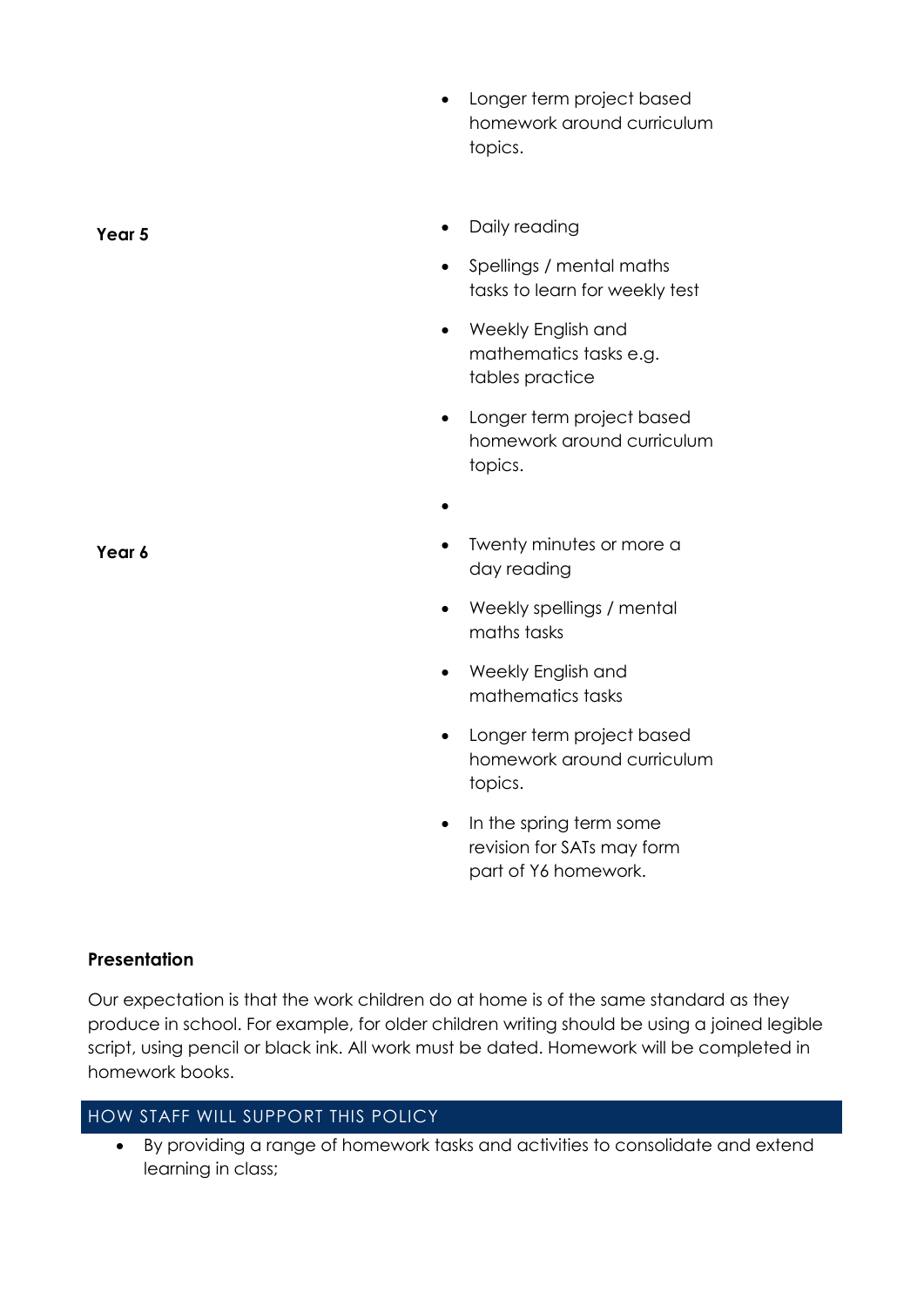| | |
|---|---|
| | • Longer term project based homework around curriculum topics. |
| **Year 5** | • Daily reading<br>• Spellings / mental maths tasks to learn for weekly test<br>• Weekly English and mathematics tasks e.g. tables practice<br>• Longer term project based homework around curriculum topics.<br>• |
| **Year 6** | • Twenty minutes or more a day reading<br>• Weekly spellings / mental maths tasks<br>• Weekly English and mathematics tasks<br>• Longer term project based homework around curriculum topics.<br>• In the spring term some revision for SATs may form part of Y6 homework. |

**Presentation**

Our expectation is that the work children do at home is of the same standard as they produce in school. For example, for older children writing should be using a joined legible script, using pencil or black ink. All work must be dated. Homework will be completed in homework books.

## HOW STAFF WILL SUPPORT THIS POLICY

- By providing a range of homework tasks and activities to consolidate and extend learning in class;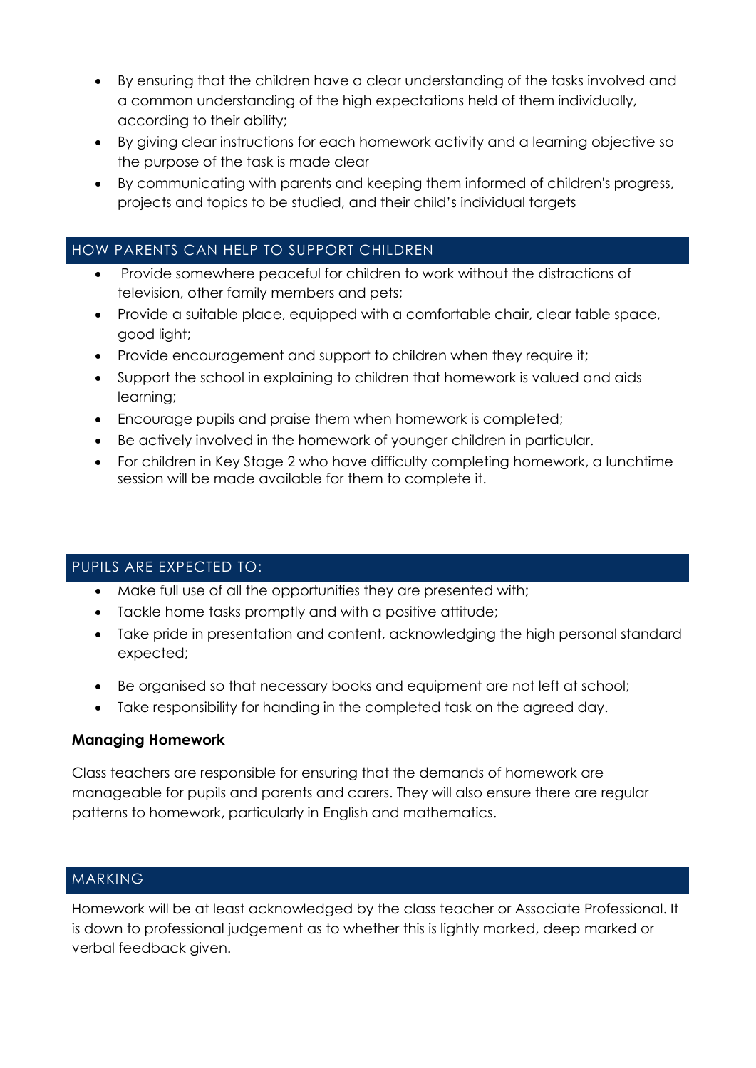- By ensuring that the children have a clear understanding of the tasks involved and a common understanding of the high expectations held of them individually, according to their ability;
- By giving clear instructions for each homework activity and a learning objective so the purpose of the task is made clear
- By communicating with parents and keeping them informed of children's progress, projects and topics to be studied, and their child's individual targets

## HOW PARENTS CAN HELP TO SUPPORT CHILDREN

- Provide somewhere peaceful for children to work without the distractions of television, other family members and pets;
- Provide a suitable place, equipped with a comfortable chair, clear table space, good light;
- Provide encouragement and support to children when they require it;
- Support the school in explaining to children that homework is valued and aids learning;
- Encourage pupils and praise them when homework is completed;
- Be actively involved in the homework of younger children in particular.
- For children in Key Stage 2 who have difficulty completing homework, a lunchtime session will be made available for them to complete it.

## PUPILS ARE EXPECTED TO:

- Make full use of all the opportunities they are presented with;
- Tackle home tasks promptly and with a positive attitude;
- Take pride in presentation and content, acknowledging the high personal standard expected;
- Be organised so that necessary books and equipment are not left at school;
- Take responsibility for handing in the completed task on the agreed day.

**Managing Homework**

Class teachers are responsible for ensuring that the demands of homework are manageable for pupils and parents and carers. They will also ensure there are regular patterns to homework, particularly in English and mathematics.

## MARKING

Homework will be at least acknowledged by the class teacher or Associate Professional. It is down to professional judgement as to whether this is lightly marked, deep marked or verbal feedback given.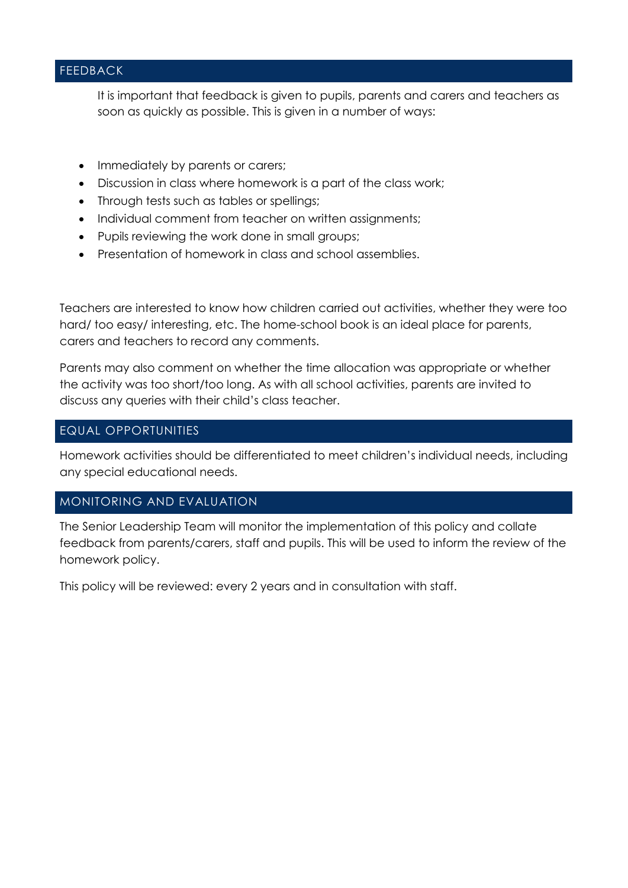## FEEDBACK

It is important that feedback is given to pupils, parents and carers and teachers as soon as quickly as possible. This is given in a number of ways:

- Immediately by parents or carers;
- Discussion in class where homework is a part of the class work;
- Through tests such as tables or spellings;
- Individual comment from teacher on written assignments;
- Pupils reviewing the work done in small groups;
- Presentation of homework in class and school assemblies.

Teachers are interested to know how children carried out activities, whether they were too hard/ too easy/ interesting, etc. The home-school book is an ideal place for parents, carers and teachers to record any comments.

Parents may also comment on whether the time allocation was appropriate or whether the activity was too short/too long. As with all school activities, parents are invited to discuss any queries with their child's class teacher.

## EQUAL OPPORTUNITIES

Homework activities should be differentiated to meet children's individual needs, including any special educational needs.

## MONITORING AND EVALUATION

The Senior Leadership Team will monitor the implementation of this policy and collate feedback from parents/carers, staff and pupils. This will be used to inform the review of the homework policy.

This policy will be reviewed: every 2 years and in consultation with staff.